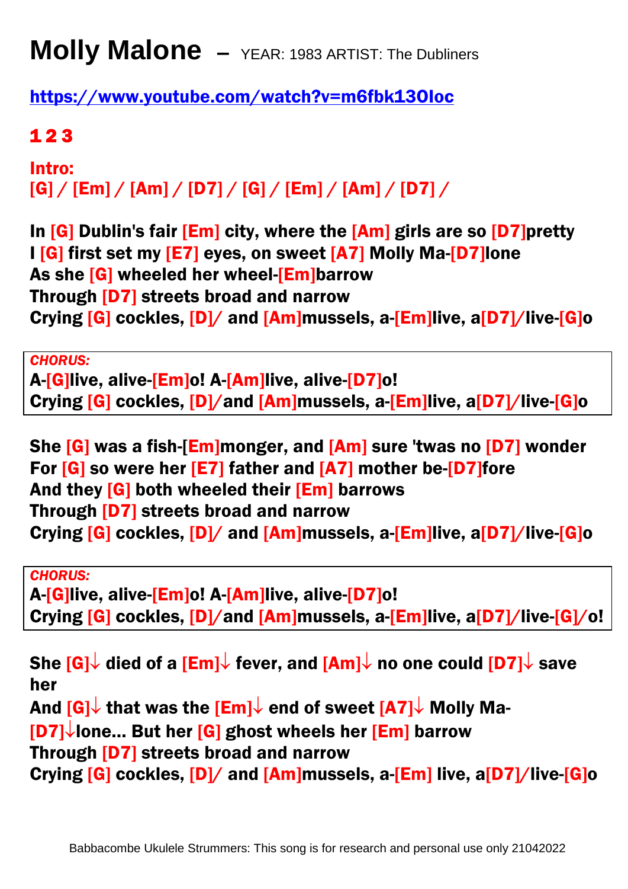# Molly Malone – YEAR: 1983 ARTIST: The Dubliners

https://www.youtube.com/watch?v=m6fbk13OIoc

**1 2 3**

**Intro:**
**[G] / [Em] / [Am] / [D7] / [G] / [Em] / [Am] / [D7] /**

**In [G] Dublin's fair [Em] city, where the [Am] girls are so [D7]pretty**
**I [G] first set my [E7] eyes, on sweet [A7] Molly Ma-[D7]lone**
**As she [G] wheeled her wheel-[Em]barrow**
**Through [D7] streets broad and narrow**
**Crying [G] cockles, [D]/ and [Am]mussels, a-[Em]live, a[D7]/live-[G]o**

*CHORUS:*
**A-[G]live, alive-[Em]o! A-[Am]live, alive-[D7]o!**
**Crying [G] cockles, [D]/and [Am]mussels, a-[Em]live, a[D7]/live-[G]o**

**She [G] was a fish-[Em]monger, and [Am] sure 'twas no [D7] wonder**
**For [G] so were her [E7] father and [A7] mother be-[D7]fore**
**And they [G] both wheeled their [Em] barrows**
**Through [D7] streets broad and narrow**
**Crying [G] cockles, [D]/ and [Am]mussels, a-[Em]live, a[D7]/live-[G]o**

*CHORUS:*
**A-[G]live, alive-[Em]o! A-[Am]live, alive-[D7]o!**
**Crying [G] cockles, [D]/and [Am]mussels, a-[Em]live, a[D7]/live-[G]/o!**

**She [G]↓ died of a [Em]↓ fever, and [Am]↓ no one could [D7]↓ save her**
**And [G]↓ that was the [Em]↓ end of sweet [A7]↓ Molly Ma-[D7]↓lone... But her [G] ghost wheels her [Em] barrow**
**Through [D7] streets broad and narrow**
**Crying [G] cockles, [D]/ and [Am]mussels, a-[Em] live, a[D7]/live-[G]o**

Babbacombe Ukulele Strummers: This song is for research and personal use only 21042022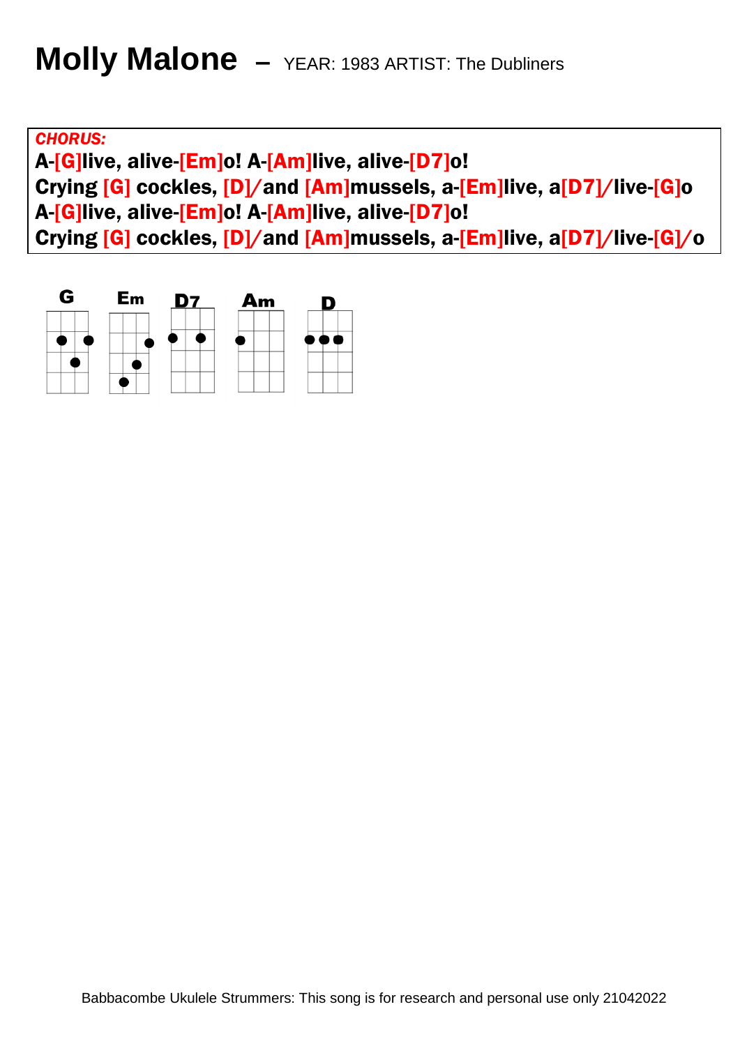# Molly Malone – YEAR: 1983 ARTIST: The Dubliners

*CHORUS:*

**A-[G]live, alive-[Em]o! A-[Am]live, alive-[D7]o!**
**Crying [G] cockles, [D]/and [Am]mussels, a-[Em]live, a[D7]/live-[G]o**
**A-[G]live, alive-[Em]o! A-[Am]live, alive-[D7]o!**
**Crying [G] cockles, [D]/and [Am]mussels, a-[Em]live, a[D7]/live-[G]/o**

G Em D7 Am D

Babbacombe Ukulele Strummers: This song is for research and personal use only 21042022